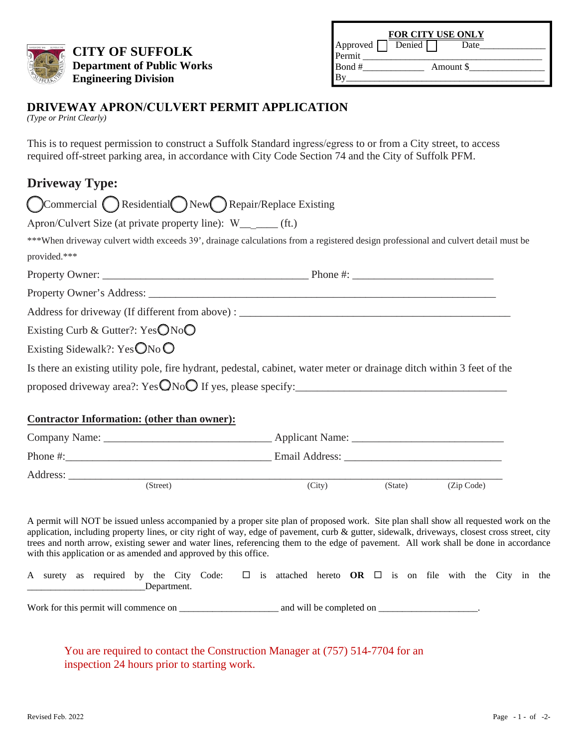**CITY OF SUFFOLK**
**Department of Public Works**
**Engineering Division**

| **FOR CITY USE ONLY** | | |
|---|---|---|
| Approved ☐ | Denied ☐ | Date_____________ |
| Permit ___________________________________ | | |
| Bond #_____________ | Amount $_______________ | |
| By_______________________________________ | | |

## DRIVEWAY APRON/CULVERT PERMIT APPLICATION

*(Type or Print Clearly)*

This is to request permission to construct a Suffolk Standard ingress/egress to or from a City street, to access required off-street parking area, in accordance with City Code Section 74 and the City of Suffolk PFM.

### Driveway Type:

◯ Commercial ◯ Residential ◯ New ◯ Repair/Replace Existing

Apron/Culvert Size (at private property line): W__.____ (ft.)

***When driveway culvert width exceeds 39', drainage calculations from a registered design professional and culvert detail must be provided.***

Property Owner: ______________________________________ Phone #: __________________________

Property Owner's Address: _____________________________________________________________

Address for driveway (If different from above) : __________________________________________________

Existing Curb & Gutter?: Yes ◯ No ◯

Existing Sidewalk?: Yes ◯ No ◯

Is there an existing utility pole, fire hydrant, pedestal, cabinet, water meter or drainage ditch within 3 feet of the proposed driveway area?: Yes ◯ No ◯ If yes, please specify:_______________________________________

**Contractor Information: (other than owner):**

Company Name: ______________________________ Applicant Name: ____________________________

Phone #:______________________________________ Email Address: _____________________________

Address: ___________________________________________________________________________
(Street) (City) (State) (Zip Code)

A permit will NOT be issued unless accompanied by a proper site plan of proposed work. Site plan shall show all requested work on the application, including property lines, or city right of way, edge of pavement, curb & gutter, sidewalk, driveways, closest cross street, city trees and north arrow, existing sewer and water lines, referencing them to the edge of pavement. All work shall be done in accordance with this application or as amended and approved by this office.

A surety as required by the City Code: ☐ is attached hereto **OR** ☐ is on file with the City in the ________________________Department.

Work for this permit will commence on ____________________ and will be completed on ____________________.

You are required to contact the Construction Manager at (757) 514-7704 for an inspection 24 hours prior to starting work.

Revised Feb. 2022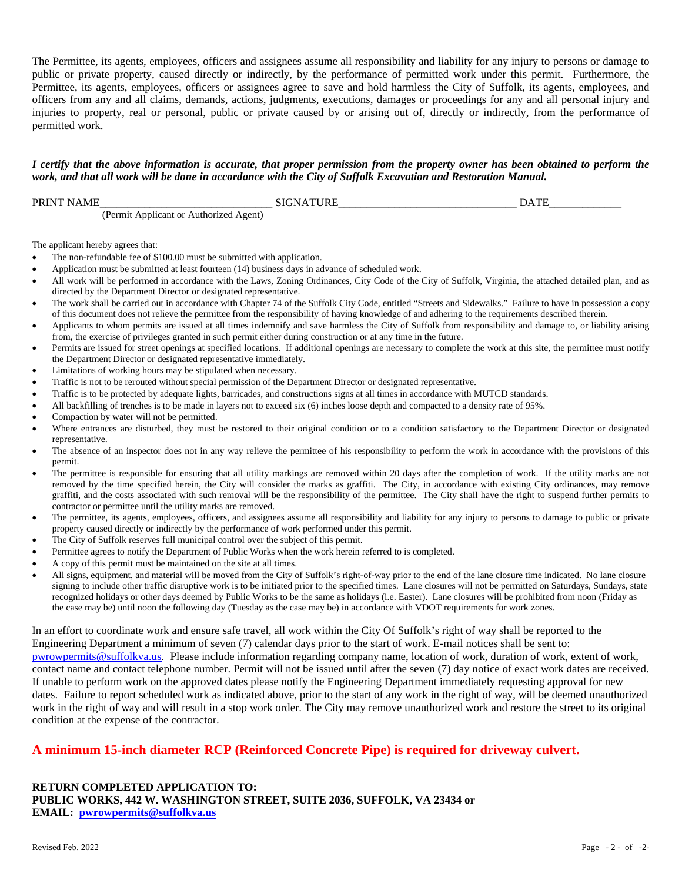The Permittee, its agents, employees, officers and assignees assume all responsibility and liability for any injury to persons or damage to public or private property, caused directly or indirectly, by the performance of permitted work under this permit. Furthermore, the Permittee, its agents, employees, officers or assignees agree to save and hold harmless the City of Suffolk, its agents, employees, and officers from any and all claims, demands, actions, judgments, executions, damages or proceedings for any and all personal injury and injuries to property, real or personal, public or private caused by or arising out of, directly or indirectly, from the performance of permitted work.

***I certify that the above information is accurate, that proper permission from the property owner has been obtained to perform the work, and that all work will be done in accordance with the City of Suffolk Excavation and Restoration Manual.***

PRINT NAME_______________________________ SIGNATURE________________________________ DATE_____________
(Permit Applicant or Authorized Agent)

The applicant hereby agrees that:

- The non-refundable fee of $100.00 must be submitted with application.
- Application must be submitted at least fourteen (14) business days in advance of scheduled work.
- All work will be performed in accordance with the Laws, Zoning Ordinances, City Code of the City of Suffolk, Virginia, the attached detailed plan, and as directed by the Department Director or designated representative.
- The work shall be carried out in accordance with Chapter 74 of the Suffolk City Code, entitled "Streets and Sidewalks." Failure to have in possession a copy of this document does not relieve the permittee from the responsibility of having knowledge of and adhering to the requirements described therein.
- Applicants to whom permits are issued at all times indemnify and save harmless the City of Suffolk from responsibility and damage to, or liability arising from, the exercise of privileges granted in such permit either during construction or at any time in the future.
- Permits are issued for street openings at specified locations. If additional openings are necessary to complete the work at this site, the permittee must notify the Department Director or designated representative immediately.
- Limitations of working hours may be stipulated when necessary.
- Traffic is not to be rerouted without special permission of the Department Director or designated representative.
- Traffic is to be protected by adequate lights, barricades, and constructions signs at all times in accordance with MUTCD standards.
- All backfilling of trenches is to be made in layers not to exceed six (6) inches loose depth and compacted to a density rate of 95%.
- Compaction by water will not be permitted.
- Where entrances are disturbed, they must be restored to their original condition or to a condition satisfactory to the Department Director or designated representative.
- The absence of an inspector does not in any way relieve the permittee of his responsibility to perform the work in accordance with the provisions of this permit.
- The permittee is responsible for ensuring that all utility markings are removed within 20 days after the completion of work. If the utility marks are not removed by the time specified herein, the City will consider the marks as graffiti. The City, in accordance with existing City ordinances, may remove graffiti, and the costs associated with such removal will be the responsibility of the permittee. The City shall have the right to suspend further permits to contractor or permittee until the utility marks are removed.
- The permittee, its agents, employees, officers, and assignees assume all responsibility and liability for any injury to persons to damage to public or private property caused directly or indirectly by the performance of work performed under this permit.
- The City of Suffolk reserves full municipal control over the subject of this permit.
- Permittee agrees to notify the Department of Public Works when the work herein referred to is completed.
- A copy of this permit must be maintained on the site at all times.
- All signs, equipment, and material will be moved from the City of Suffolk's right-of-way prior to the end of the lane closure time indicated. No lane closure signing to include other traffic disruptive work is to be initiated prior to the specified times. Lane closures will not be permitted on Saturdays, Sundays, state recognized holidays or other days deemed by Public Works to be the same as holidays (i.e. Easter). Lane closures will be prohibited from noon (Friday as the case may be) until noon the following day (Tuesday as the case may be) in accordance with VDOT requirements for work zones.

In an effort to coordinate work and ensure safe travel, all work within the City Of Suffolk's right of way shall be reported to the Engineering Department a minimum of seven (7) calendar days prior to the start of work. E-mail notices shall be sent to: pwrowpermits@suffolkva.us. Please include information regarding company name, location of work, duration of work, extent of work, contact name and contact telephone number. Permit will not be issued until after the seven (7) day notice of exact work dates are received. If unable to perform work on the approved dates please notify the Engineering Department immediately requesting approval for new dates. Failure to report scheduled work as indicated above, prior to the start of any work in the right of way, will be deemed unauthorized work in the right of way and will result in a stop work order. The City may remove unauthorized work and restore the street to its original condition at the expense of the contractor.

**A minimum 15-inch diameter RCP (Reinforced Concrete Pipe) is required for driveway culvert.**

**RETURN COMPLETED APPLICATION TO:**
**PUBLIC WORKS, 442 W. WASHINGTON STREET, SUITE 2036, SUFFOLK, VA 23434 or**
**EMAIL: pwrowpermits@suffolkva.us**

Revised Feb. 2022